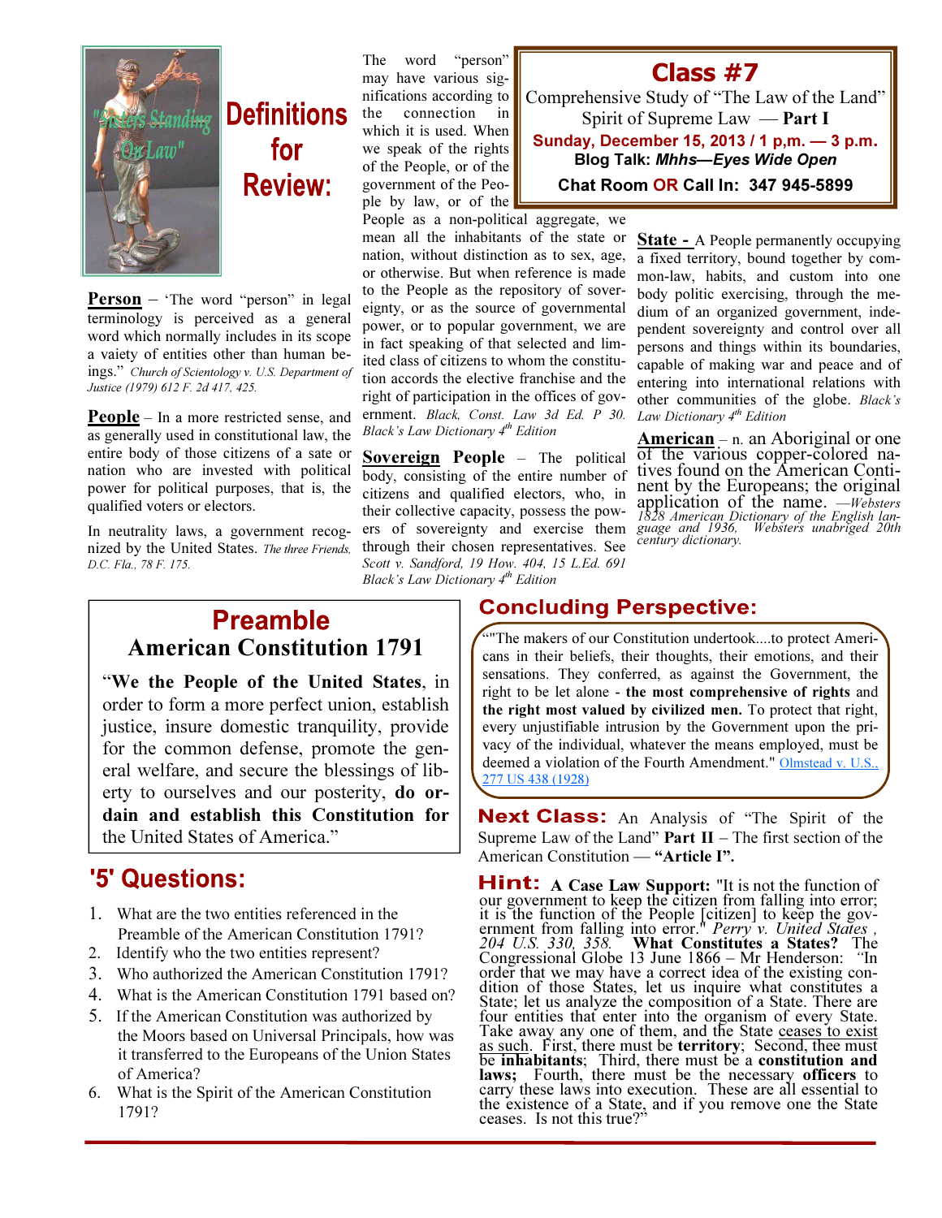# Class #7

Comprehensive Study of "The Law of the Land"
Spirit of Supreme Law — **Part I**

**Sunday, December 15, 2013 / 1 p,m. — 3 p.m.**

**Blog Talk: *Mhhs—Eyes Wide Open***

**Chat Room OR Call In: 347 945-5899**

"Sisters Standing On Law"

## Definitions for Review:

**Person** – 'The word "person" in legal terminology is perceived as a general word which normally includes in its scope a vaiety of entities other than human beings." *Church of Scientology v. U.S. Department of Justice (1979) 612 F. 2d 417, 425.*

**People** – In a more restricted sense, and as generally used in constitutional law, the entire body of those citizens of a sate or nation who are invested with political power for political purposes, that is, the qualified voters or electors.

In neutrality laws, a government recognized by the United States. *The three Friends, D.C. Fla., 78 F. 175.*

The word "person" may have various significations according to the connection in which it is used. When we speak of the rights of the People, or of the government of the People by law, or of the People as a non-political aggregate, we mean all the inhabitants of the state or nation, without distinction as to sex, age, or otherwise. But when reference is made to the People as the repository of sovereignty, or as the source of governmental power, or to popular government, we are in fact speaking of that selected and limited class of citizens to whom the constitution accords the elective franchise and the right of participation in the offices of government. *Black, Const. Law 3d Ed. P 30. Black's Law Dictionary 4th Edition*

**Sovereign People** – The political body, consisting of the entire number of citizens and qualified electors, who, in their collective capacity, possess the powers of sovereignty and exercise them through their chosen representatives. See *Scott v. Sandford, 19 How. 404, 15 L.Ed. 691 Black's Law Dictionary 4th Edition*

**State** - A People permanently occupying a fixed territory, bound together by common-law, habits, and custom into one body politic exercising, through the medium of an organized government, independent sovereignty and control over all persons and things within its boundaries, capable of making war and peace and of entering into international relations with other communities of the globe. *Black's Law Dictionary 4th Edition*

**American** – n. an Aboriginal or one of the various copper-colored natives found on the American Continent by the Europeans; the original application of the name. —*Websters 1828 American Dictionary of the English language and 1936, Websters unabriged 20th century dictionary.*

## Preamble
### American Constitution 1791

"**We the People of the United States**, in order to form a more perfect union, establish justice, insure domestic tranquility, provide for the common defense, promote the general welfare, and secure the blessings of liberty to ourselves and our posterity, **do ordain and establish this Constitution for** the United States of America."

## '5' Questions:

1. What are the two entities referenced in the Preamble of the American Constitution 1791?
2. Identify who the two entities represent?
3. Who authorized the American Constitution 1791?
4. What is the American Constitution 1791 based on?
5. If the American Constitution was authorized by the Moors based on Universal Principals, how was it transferred to the Europeans of the Union States of America?
6. What is the Spirit of the American Constitution 1791?

## Concluding Perspective:

""The makers of our Constitution undertook....to protect Americans in their beliefs, their thoughts, their emotions, and their sensations. They conferred, as against the Government, the right to be let alone - **the most comprehensive of rights** and **the right most valued by civilized men.** To protect that right, every unjustifiable intrusion by the Government upon the privacy of the individual, whatever the means employed, must be deemed a violation of the Fourth Amendment." Olmstead v. U.S., 277 US 438 (1928)

**Next Class:** An Analysis of "The Spirit of the Supreme Law of the Land" **Part II** – The first section of the American Constitution — **"Article I".**

**Hint: A Case Law Support:** "It is not the function of our government to keep the citizen from falling into error; it is the function of the People [citizen] to keep the government from falling into error." *Perry v. United States , 204 U.S. 330, 358.* **What Constitutes a States?** The Congressional Globe 13 June 1866 – Mr Henderson: *"*In order that we may have a correct idea of the existing condition of those States, let us inquire what constitutes a State; let us analyze the composition of a State. There are four entities that enter into the organism of every State. Take away any one of them, and the State ceases to exist as such. First, there must be **territory**; Second, thee must be **inhabitants**; Third, there must be a **constitution and laws;** Fourth, there must be the necessary **officers** to carry these laws into execution. These are all essential to the existence of a State, and if you remove one the State ceases. Is not this true?"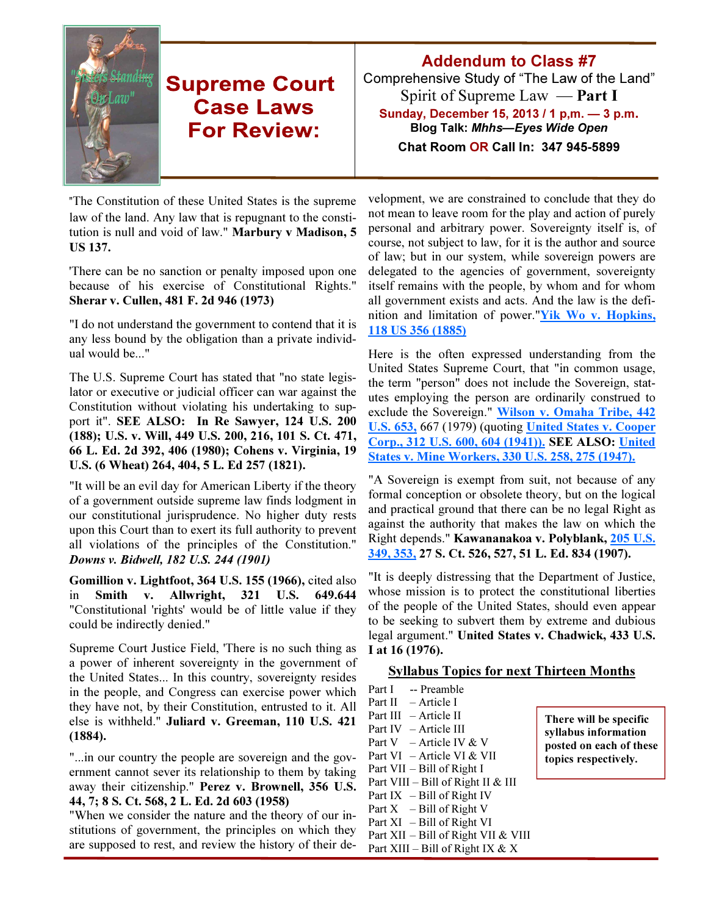# Supreme Court Case Laws For Review:

## Addendum to Class #7

Comprehensive Study of "The Law of the Land"

Spirit of Supreme Law — **Part I**

**Sunday, December 15, 2013 / 1 p,m. — 3 p.m.**

**Blog Talk: *Mhhs—Eyes Wide Open***

**Chat Room OR Call In: 347 945-5899**

"The Constitution of these United States is the supreme law of the land. Any law that is repugnant to the constitution is null and void of law." **Marbury v Madison, 5 US 137.**

'There can be no sanction or penalty imposed upon one because of his exercise of Constitutional Rights." **Sherar v. Cullen, 481 F. 2d 946 (1973)**

"I do not understand the government to contend that it is any less bound by the obligation than a private individual would be..."

The U.S. Supreme Court has stated that "no state legislator or executive or judicial officer can war against the Constitution without violating his undertaking to support it". **SEE ALSO: In Re Sawyer, 124 U.S. 200 (188); U.S. v. Will, 449 U.S. 200, 216, 101 S. Ct. 471, 66 L. Ed. 2d 392, 406 (1980); Cohens v. Virginia, 19 U.S. (6 Wheat) 264, 404, 5 L. Ed 257 (1821).**

"It will be an evil day for American Liberty if the theory of a government outside supreme law finds lodgment in our constitutional jurisprudence. No higher duty rests upon this Court than to exert its full authority to prevent all violations of the principles of the Constitution." ***Downs v. Bidwell, 182 U.S. 244 (1901)***

**Gomillion v. Lightfoot, 364 U.S. 155 (1966),** cited also in **Smith v. Allwright, 321 U.S. 649.644** "Constitutional 'rights' would be of little value if they could be indirectly denied."

Supreme Court Justice Field, 'There is no such thing as a power of inherent sovereignty in the government of the United States... In this country, sovereignty resides in the people, and Congress can exercise power which they have not, by their Constitution, entrusted to it. All else is withheld." **Juliard v. Greeman, 110 U.S. 421 (1884).**

"...in our country the people are sovereign and the government cannot sever its relationship to them by taking away their citizenship." **Perez v. Brownell, 356 U.S. 44, 7; 8 S. Ct. 568, 2 L. Ed. 2d 603 (1958)**

"When we consider the nature and the theory of our institutions of government, the principles on which they are supposed to rest, and review the history of their development, we are constrained to conclude that they do not mean to leave room for the play and action of purely personal and arbitrary power. Sovereignty itself is, of course, not subject to law, for it is the author and source of law; but in our system, while sovereign powers are delegated to the agencies of government, sovereignty itself remains with the people, by whom and for whom all government exists and acts. And the law is the definition and limitation of power."**Yik Wo v. Hopkins, 118 US 356 (1885)**

Here is the often expressed understanding from the United States Supreme Court, that "in common usage, the term "person" does not include the Sovereign, statutes employing the person are ordinarily construed to exclude the Sovereign." **Wilson v. Omaha Tribe, 442 U.S. 653,** 667 (1979) (quoting **United States v. Cooper Corp., 312 U.S. 600, 604 (1941)). SEE ALSO: United States v. Mine Workers, 330 U.S. 258, 275 (1947).**

"A Sovereign is exempt from suit, not because of any formal conception or obsolete theory, but on the logical and practical ground that there can be no legal Right as against the authority that makes the law on which the Right depends." **Kawananakoa v. Polyblank, 205 U.S. 349, 353, 27 S. Ct. 526, 527, 51 L. Ed. 834 (1907).**

"It is deeply distressing that the Department of Justice, whose mission is to protect the constitutional liberties of the people of the United States, should even appear to be seeking to subvert them by extreme and dubious legal argument." **United States v. Chadwick, 433 U.S. I at 16 (1976).**

### Syllabus Topics for next Thirteen Months

Part I -- Preamble
Part II – Article I
Part III – Article II
Part IV – Article III
Part V – Article IV & V
Part VI – Article VI & VII
Part VII – Bill of Right I
Part VIII – Bill of Right II & III
Part IX – Bill of Right IV
Part X – Bill of Right V
Part XI – Bill of Right VI
Part XII – Bill of Right VII & VIII
Part XIII – Bill of Right IX & X

**There will be specific syllabus information posted on each of these topics respectively.**